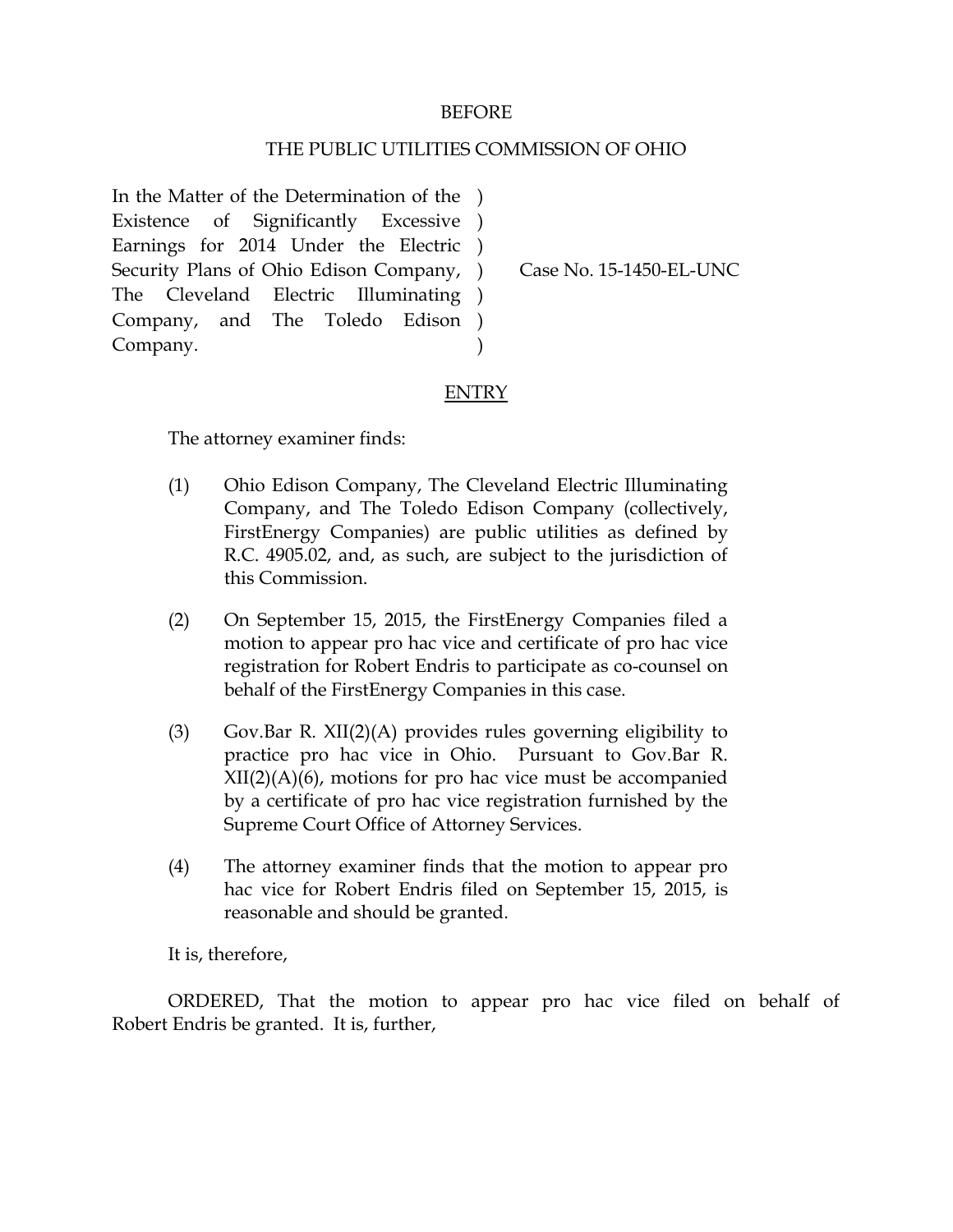BEFORE

THE PUBLIC UTILITIES COMMISSION OF OHIO

| | |
|---|---|
| In the Matter of the Determination of the Existence of Significantly Excessive Earnings for 2014 Under the Electric Security Plans of Ohio Edison Company, The Cleveland Electric Illuminating Company, and The Toledo Edison Company. | Case No. 15-1450-EL-UNC |

ENTRY

The attorney examiner finds:

(1) Ohio Edison Company, The Cleveland Electric Illuminating Company, and The Toledo Edison Company (collectively, FirstEnergy Companies) are public utilities as defined by R.C. 4905.02, and, as such, are subject to the jurisdiction of this Commission.

(2) On September 15, 2015, the FirstEnergy Companies filed a motion to appear pro hac vice and certificate of pro hac vice registration for Robert Endris to participate as co-counsel on behalf of the FirstEnergy Companies in this case.

(3) Gov.Bar R. XII(2)(A) provides rules governing eligibility to practice pro hac vice in Ohio. Pursuant to Gov.Bar R. XII(2)(A)(6), motions for pro hac vice must be accompanied by a certificate of pro hac vice registration furnished by the Supreme Court Office of Attorney Services.

(4) The attorney examiner finds that the motion to appear pro hac vice for Robert Endris filed on September 15, 2015, is reasonable and should be granted.

It is, therefore,

ORDERED, That the motion to appear pro hac vice filed on behalf of Robert Endris be granted. It is, further,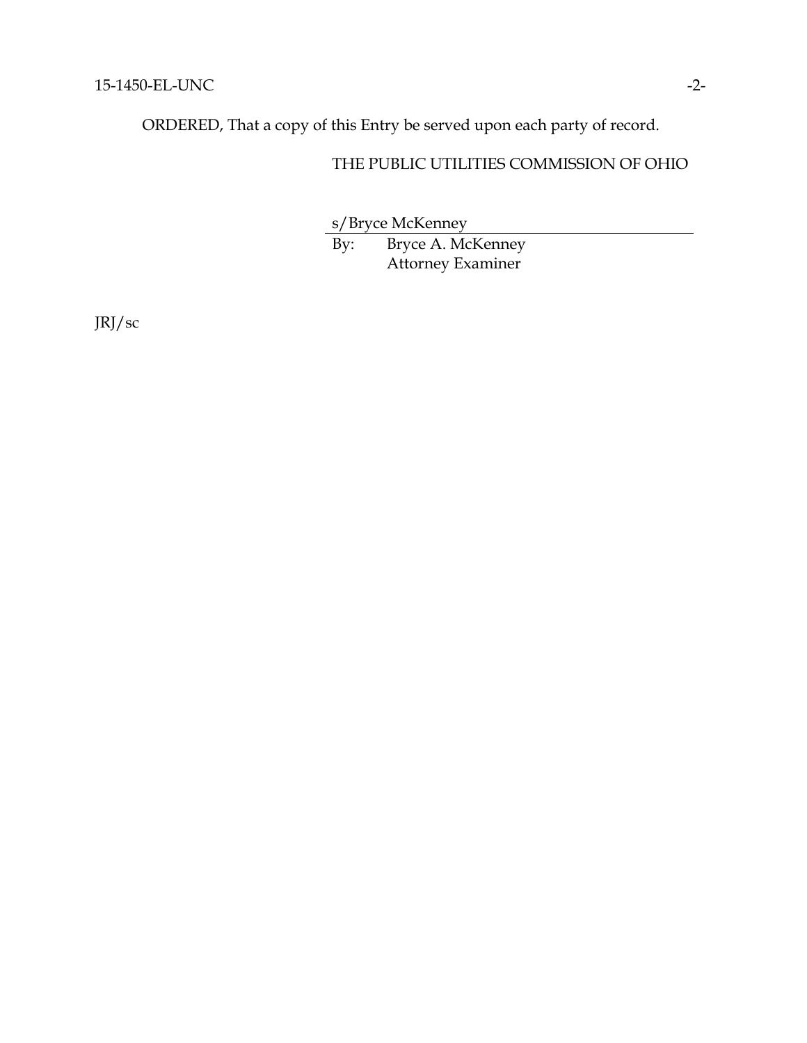ORDERED, That a copy of this Entry be served upon each party of record.

THE PUBLIC UTILITIES COMMISSION OF OHIO

s/Bryce McKenney

By: Bryce A. McKenney
Attorney Examiner

JRJ/sc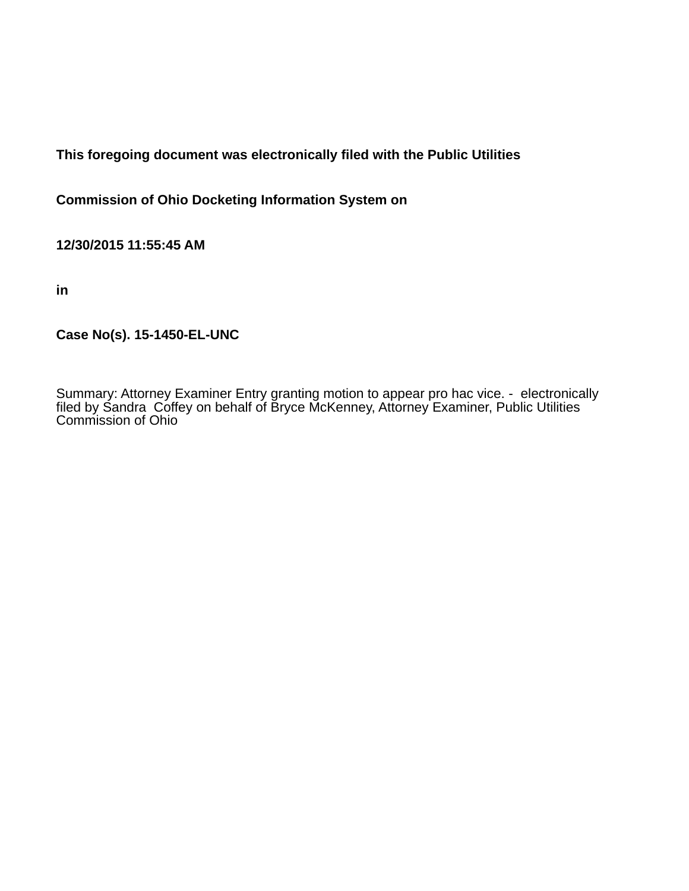**This foregoing document was electronically filed with the Public Utilities**

**Commission of Ohio Docketing Information System on**

**12/30/2015 11:55:45 AM**

**in**

**Case No(s). 15-1450-EL-UNC**

Summary: Attorney Examiner Entry granting motion to appear pro hac vice. - electronically filed by Sandra Coffey on behalf of Bryce McKenney, Attorney Examiner, Public Utilities Commission of Ohio